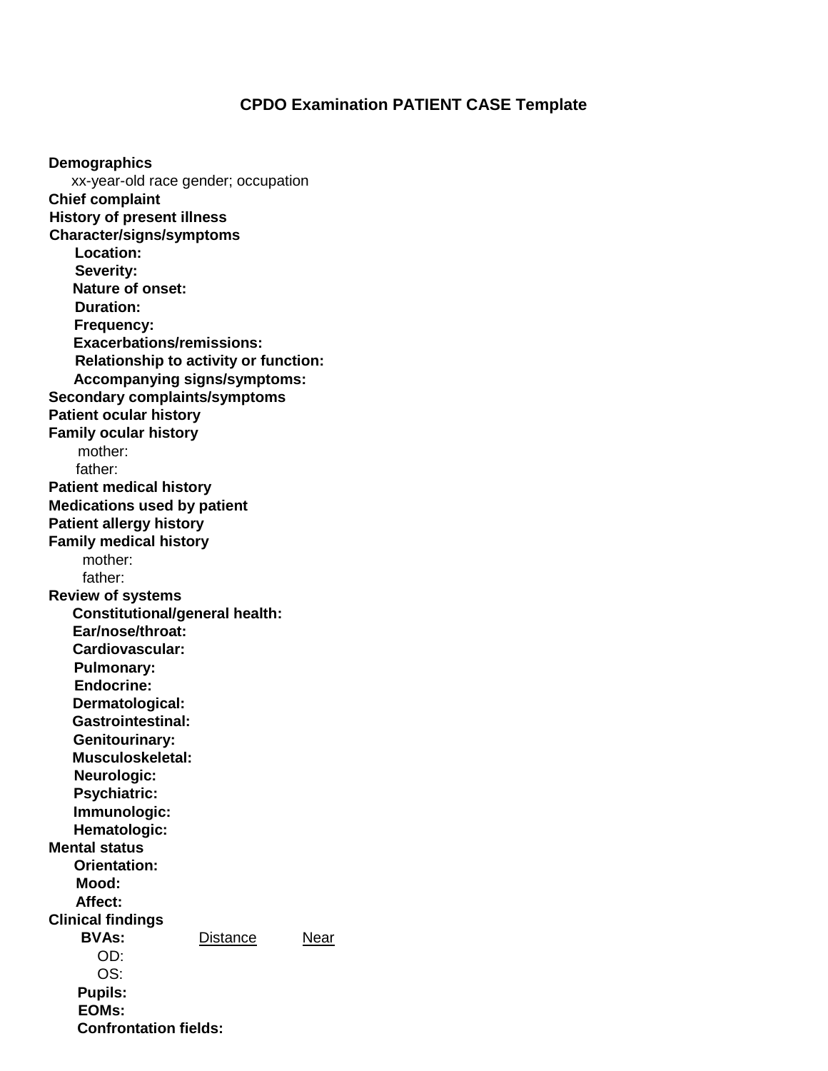# CPDO Examination PATIENT CASE Template

**Demographics**

xx-year-old race gender; occupation

**Chief complaint**

**History of present illness**

**Character/signs/symptoms**

- **Location:**
- **Severity:**
- **Nature of onset:**
- **Duration:**
- **Frequency:**
- **Exacerbations/remissions:**
- **Relationship to activity or function:**
- **Accompanying signs/symptoms:**

**Secondary complaints/symptoms**

**Patient ocular history**

**Family ocular history**

- mother:
- father:

**Patient medical history**

**Medications used by patient**

**Patient allergy history**

**Family medical history**

- mother:
- father:

**Review of systems**

- **Constitutional/general health:**
- **Ear/nose/throat:**
- **Cardiovascular:**
- **Pulmonary:**
- **Endocrine:**
- **Dermatological:**
- **Gastrointestinal:**
- **Genitourinary:**
- **Musculoskeletal:**
- **Neurologic:**
- **Psychiatric:**
- **Immunologic:**
- **Hematologic:**

**Mental status**

- **Orientation:**
- **Mood:**
- **Affect:**

**Clinical findings**

| **BVAs:** | Distance | Near |
|---|---|---|
| OD: | | |
| OS: | | |

- **Pupils:**
- **EOMs:**
- **Confrontation fields:**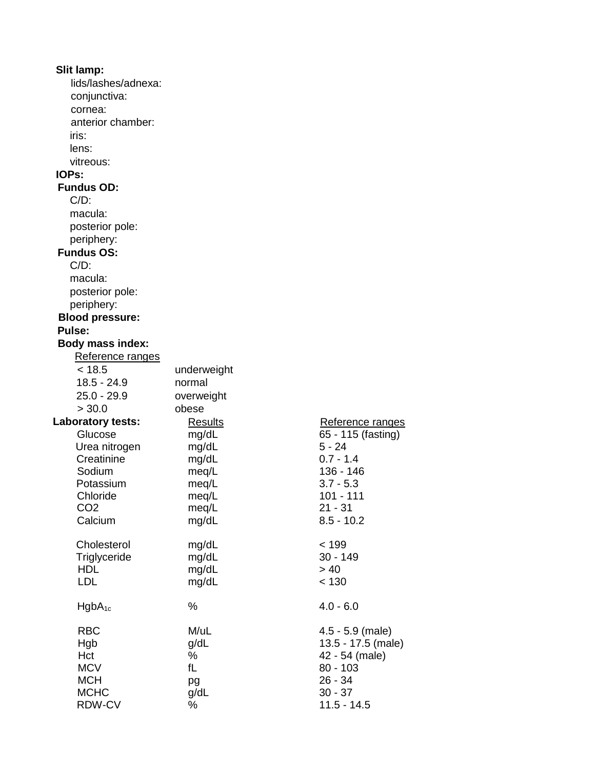**Slit lamp:**

- lids/lashes/adnexa:
- conjunctiva:
- cornea:
- anterior chamber:
- iris:
- lens:
- vitreous:

**IOPs:**

**Fundus OD:**

- C/D:
- macula:
- posterior pole:
- periphery:

**Fundus OS:**

- C/D:
- macula:
- posterior pole:
- periphery:

**Blood pressure:**

**Pulse:**

**Body mass index:**

| Reference ranges | |
|---|---|
| < 18.5 | underweight |
| 18.5 - 24.9 | normal |
| 25.0 - 29.9 | overweight |
| > 30.0 | obese |

| **Laboratory tests:** | Results | Reference ranges |
|---|---|---|
| Glucose | mg/dL | 65 - 115 (fasting) |
| Urea nitrogen | mg/dL | 5 - 24 |
| Creatinine | mg/dL | 0.7 - 1.4 |
| Sodium | meq/L | 136 - 146 |
| Potassium | meq/L | 3.7 - 5.3 |
| Chloride | meq/L | 101 - 111 |
| $CO_2$ | meq/L | 21 - 31 |
| Calcium | mg/dL | 8.5 - 10.2 |
| | | |
| Cholesterol | mg/dL | < 199 |
| Triglyceride | mg/dL | 30 - 149 |
| HDL | mg/dL | > 40 |
| LDL | mg/dL | < 130 |
| | | |
| $HgbA_{1c}$ | % | 4.0 - 6.0 |
| | | |
| RBC | M/uL | 4.5 - 5.9 (male) |
| Hgb | g/dL | 13.5 - 17.5 (male) |
| Hct | % | 42 - 54 (male) |
| MCV | fL | 80 - 103 |
| MCH | pg | 26 - 34 |
| MCHC | g/dL | 30 - 37 |
| RDW-CV | % | 11.5 - 14.5 |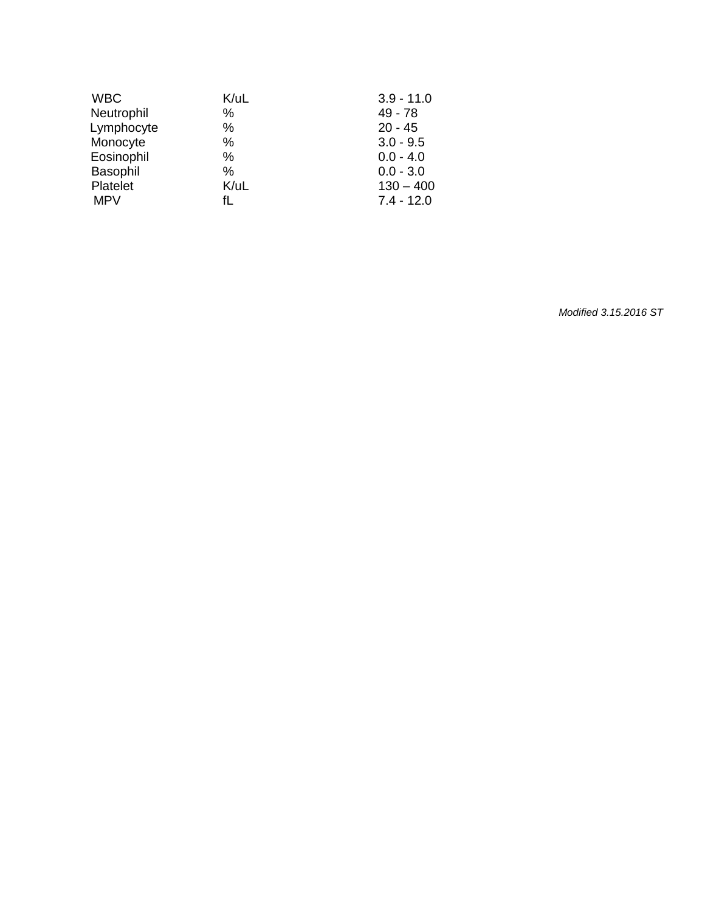| | | |
|---|---|---|
| WBC | K/uL | 3.9 - 11.0 |
| Neutrophil | % | 49 - 78 |
| Lymphocyte | % | 20 - 45 |
| Monocyte | % | 3.0 - 9.5 |
| Eosinophil | % | 0.0 - 4.0 |
| Basophil | % | 0.0 - 3.0 |
| Platelet | K/uL | 130 – 400 |
| MPV | fL | 7.4 - 12.0 |

*Modified 3.15.2016 ST*